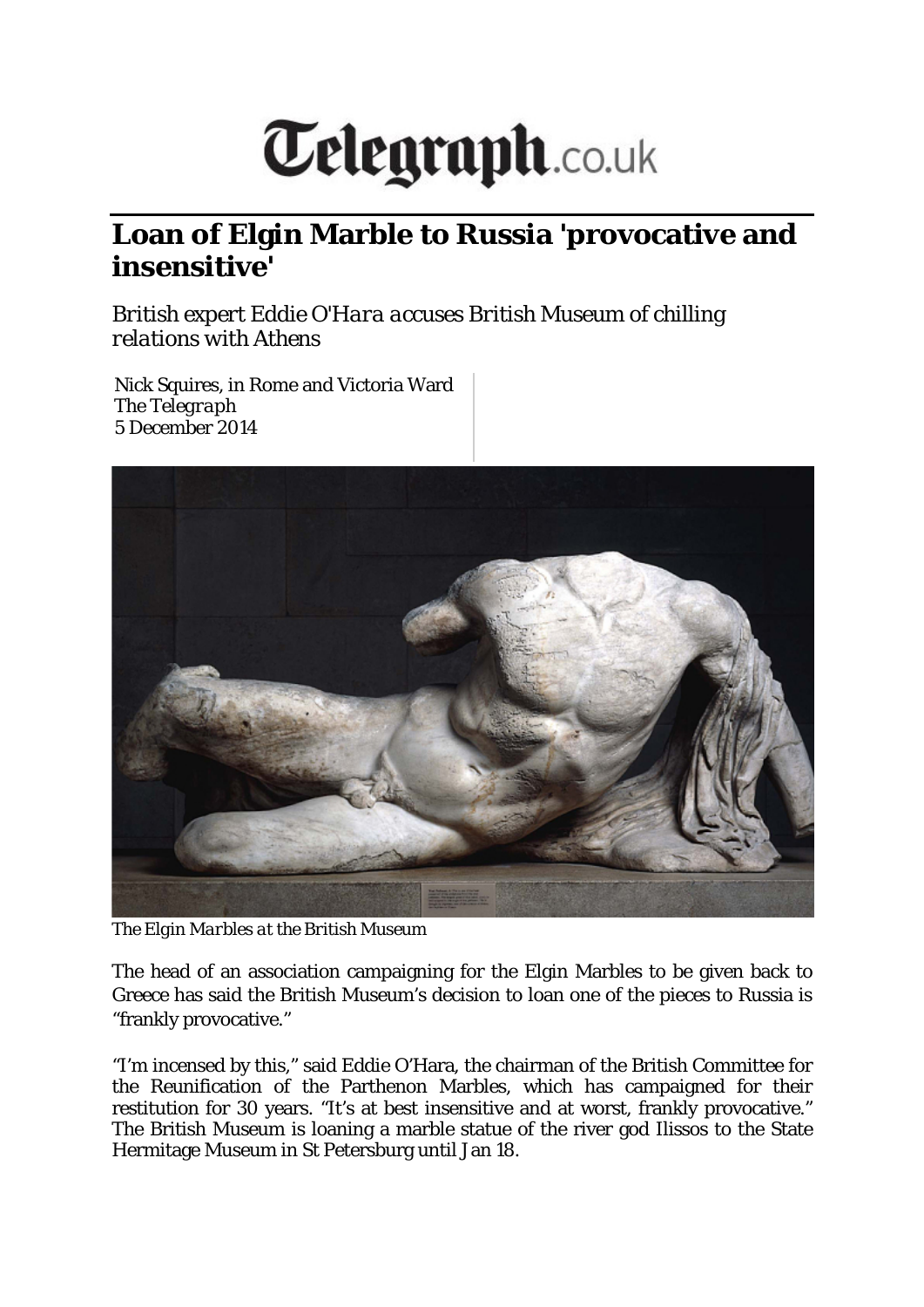# Telegraph.co.uk

## Loan of Elgin Marble to Russia 'provocative and insensitive'

*British expert Eddie O'Hara accuses British Museum of chilling relations with Athens*

Nick Squires, in Rome and Victoria Ward
*The Telegraph*
5 December 2014

*The Elgin Marbles at the British Museum*

The head of an association campaigning for the Elgin Marbles to be given back to Greece has said the British Museum's decision to loan one of the pieces to Russia is "frankly provocative."

"I'm incensed by this," said Eddie O'Hara, the chairman of the British Committee for the Reunification of the Parthenon Marbles, which has campaigned for their restitution for 30 years. "It's at best insensitive and at worst, frankly provocative." The British Museum is loaning a marble statue of the river god Ilissos to the State Hermitage Museum in St Petersburg until Jan 18.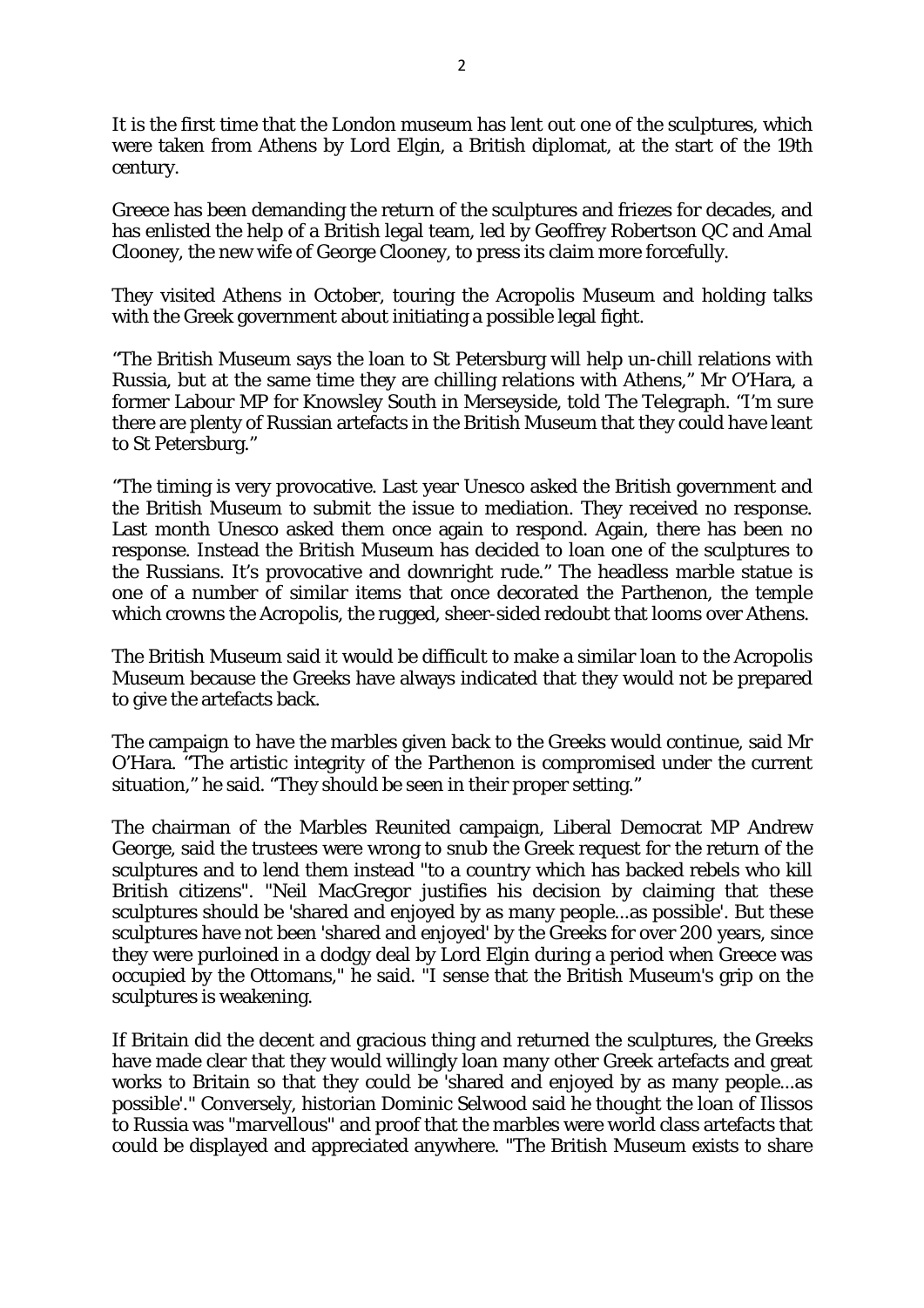It is the first time that the London museum has lent out one of the sculptures, which were taken from Athens by Lord Elgin, a British diplomat, at the start of the 19th century.

Greece has been demanding the return of the sculptures and friezes for decades, and has enlisted the help of a British legal team, led by Geoffrey Robertson QC and Amal Clooney, the new wife of George Clooney, to press its claim more forcefully.

They visited Athens in October, touring the Acropolis Museum and holding talks with the Greek government about initiating a possible legal fight.

"The British Museum says the loan to St Petersburg will help un-chill relations with Russia, but at the same time they are chilling relations with Athens," Mr O'Hara, a former Labour MP for Knowsley South in Merseyside, told The Telegraph. "I'm sure there are plenty of Russian artefacts in the British Museum that they could have leant to St Petersburg."

"The timing is very provocative. Last year Unesco asked the British government and the British Museum to submit the issue to mediation. They received no response. Last month Unesco asked them once again to respond. Again, there has been no response. Instead the British Museum has decided to loan one of the sculptures to the Russians. It's provocative and downright rude." The headless marble statue is one of a number of similar items that once decorated the Parthenon, the temple which crowns the Acropolis, the rugged, sheer-sided redoubt that looms over Athens.

The British Museum said it would be difficult to make a similar loan to the Acropolis Museum because the Greeks have always indicated that they would not be prepared to give the artefacts back.

The campaign to have the marbles given back to the Greeks would continue, said Mr O'Hara. "The artistic integrity of the Parthenon is compromised under the current situation," he said. "They should be seen in their proper setting."

The chairman of the Marbles Reunited campaign, Liberal Democrat MP Andrew George, said the trustees were wrong to snub the Greek request for the return of the sculptures and to lend them instead "to a country which has backed rebels who kill British citizens". "Neil MacGregor justifies his decision by claiming that these sculptures should be 'shared and enjoyed by as many people...as possible'. But these sculptures have not been 'shared and enjoyed' by the Greeks for over 200 years, since they were purloined in a dodgy deal by Lord Elgin during a period when Greece was occupied by the Ottomans," he said. "I sense that the British Museum's grip on the sculptures is weakening.

If Britain did the decent and gracious thing and returned the sculptures, the Greeks have made clear that they would willingly loan many other Greek artefacts and great works to Britain so that they could be 'shared and enjoyed by as many people...as possible'." Conversely, historian Dominic Selwood said he thought the loan of Ilissos to Russia was "marvellous" and proof that the marbles were world class artefacts that could be displayed and appreciated anywhere. "The British Museum exists to share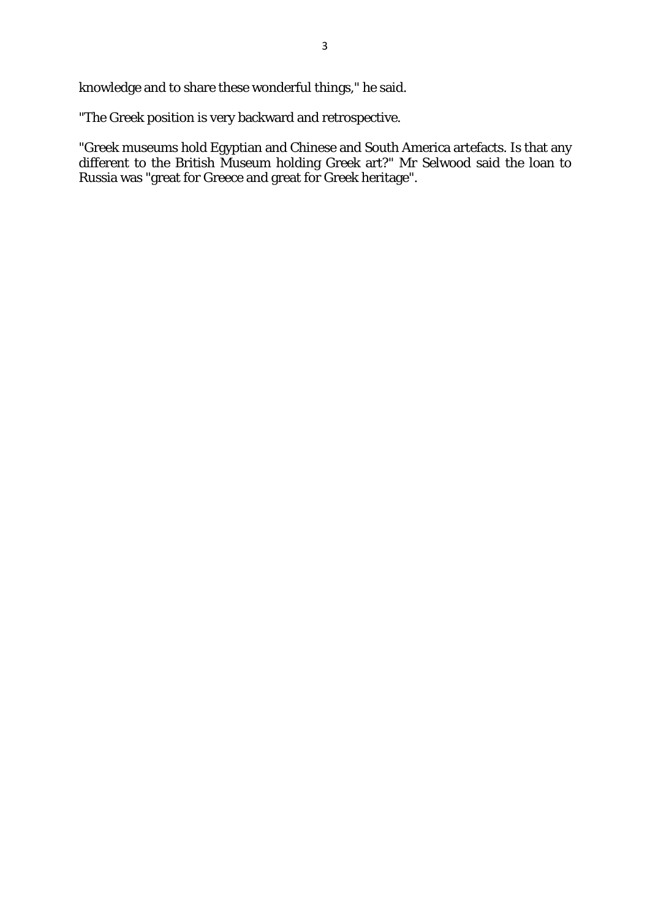knowledge and to share these wonderful things," he said.

"The Greek position is very backward and retrospective.

"Greek museums hold Egyptian and Chinese and South America artefacts. Is that any different to the British Museum holding Greek art?" Mr Selwood said the loan to Russia was "great for Greece and great for Greek heritage".